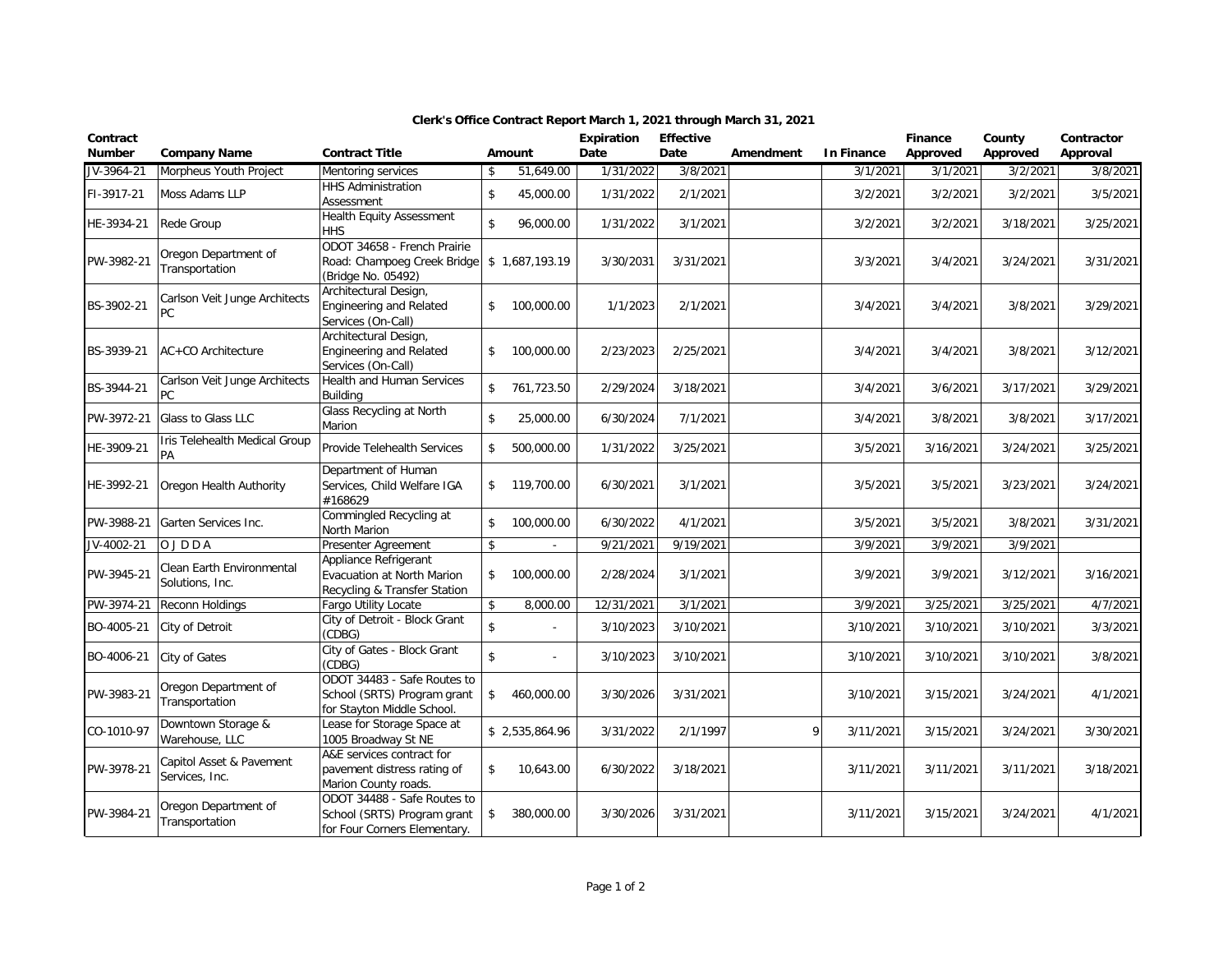## Clerk's Office Contract Report March 1, 2021 through March 31, 2021

| Contract Number | Company Name | Contract Title | Amount | Expiration Date | Effective Date | Amendment | In Finance | Finance Approved | County Approved | Contractor Approval |
|---|---|---|---|---|---|---|---|---|---|---|
| JV-3964-21 | Morpheus Youth Project | Mentoring services | $ 51,649.00 | 1/31/2022 | 3/8/2021 | | 3/1/2021 | 3/1/2021 | 3/2/2021 | 3/8/2021 |
| FI-3917-21 | Moss Adams LLP | HHS Administration Assessment | $ 45,000.00 | 1/31/2022 | 2/1/2021 | | 3/2/2021 | 3/2/2021 | 3/2/2021 | 3/5/2021 |
| HE-3934-21 | Rede Group | Health Equity Assessment HHS | $ 96,000.00 | 1/31/2022 | 3/1/2021 | | 3/2/2021 | 3/2/2021 | 3/18/2021 | 3/25/2021 |
| PW-3982-21 | Oregon Department of Transportation | ODOT 34658 - French Prairie Road: Champoeg Creek Bridge (Bridge No. 05492) | $ 1,687,193.19 | 3/30/2031 | 3/31/2021 | | 3/3/2021 | 3/4/2021 | 3/24/2021 | 3/31/2021 |
| BS-3902-21 | Carlson Veit Junge Architects PC | Architectural Design, Engineering and Related Services (On-Call) | $ 100,000.00 | 1/1/2023 | 2/1/2021 | | 3/4/2021 | 3/4/2021 | 3/8/2021 | 3/29/2021 |
| BS-3939-21 | AC+CO Architecture | Architectural Design, Engineering and Related Services (On-Call) | $ 100,000.00 | 2/23/2023 | 2/25/2021 | | 3/4/2021 | 3/4/2021 | 3/8/2021 | 3/12/2021 |
| BS-3944-21 | Carlson Veit Junge Architects PC | Health and Human Services Building | $ 761,723.50 | 2/29/2024 | 3/18/2021 | | 3/4/2021 | 3/6/2021 | 3/17/2021 | 3/29/2021 |
| PW-3972-21 | Glass to Glass LLC | Glass Recycling at North Marion | $ 25,000.00 | 6/30/2024 | 7/1/2021 | | 3/4/2021 | 3/8/2021 | 3/8/2021 | 3/17/2021 |
| HE-3909-21 | Iris Telehealth Medical Group PA | Provide Telehealth Services | $ 500,000.00 | 1/31/2022 | 3/25/2021 | | 3/5/2021 | 3/16/2021 | 3/24/2021 | 3/25/2021 |
| HE-3992-21 | Oregon Health Authority | Department of Human Services, Child Welfare IGA #168629 | $ 119,700.00 | 6/30/2021 | 3/1/2021 | | 3/5/2021 | 3/5/2021 | 3/23/2021 | 3/24/2021 |
| PW-3988-21 | Garten Services Inc. | Commingled Recycling at North Marion | $ 100,000.00 | 6/30/2022 | 4/1/2021 | | 3/5/2021 | 3/5/2021 | 3/8/2021 | 3/31/2021 |
| JV-4002-21 | O J D D A | Presenter Agreement | $ - | 9/21/2021 | 9/19/2021 | | 3/9/2021 | 3/9/2021 | 3/9/2021 | |
| PW-3945-21 | Clean Earth Environmental Solutions, Inc. | Appliance Refrigerant Evacuation at North Marion Recycling & Transfer Station | $ 100,000.00 | 2/28/2024 | 3/1/2021 | | 3/9/2021 | 3/9/2021 | 3/12/2021 | 3/16/2021 |
| PW-3974-21 | Reconn Holdings | Fargo Utility Locate | $ 8,000.00 | 12/31/2021 | 3/1/2021 | | 3/9/2021 | 3/25/2021 | 3/25/2021 | 4/7/2021 |
| BO-4005-21 | City of Detroit | City of Detroit - Block Grant (CDBG) | $ - | 3/10/2023 | 3/10/2021 | | 3/10/2021 | 3/10/2021 | 3/10/2021 | 3/3/2021 |
| BO-4006-21 | City of Gates | City of Gates - Block Grant (CDBG) | $ - | 3/10/2023 | 3/10/2021 | | 3/10/2021 | 3/10/2021 | 3/10/2021 | 3/8/2021 |
| PW-3983-21 | Oregon Department of Transportation | ODOT 34483 - Safe Routes to School (SRTS) Program grant for Stayton Middle School. | $ 460,000.00 | 3/30/2026 | 3/31/2021 | | 3/10/2021 | 3/15/2021 | 3/24/2021 | 4/1/2021 |
| CO-1010-97 | Downtown Storage & Warehouse, LLC | Lease for Storage Space at 1005 Broadway St NE | $ 2,535,864.96 | 3/31/2022 | 2/1/1997 | 9 | 3/11/2021 | 3/15/2021 | 3/24/2021 | 3/30/2021 |
| PW-3978-21 | Capitol Asset & Pavement Services, Inc. | A&E services contract for pavement distress rating of Marion County roads. | $ 10,643.00 | 6/30/2022 | 3/18/2021 | | 3/11/2021 | 3/11/2021 | 3/11/2021 | 3/18/2021 |
| PW-3984-21 | Oregon Department of Transportation | ODOT 34488 - Safe Routes to School (SRTS) Program grant for Four Corners Elementary. | $ 380,000.00 | 3/30/2026 | 3/31/2021 | | 3/11/2021 | 3/15/2021 | 3/24/2021 | 4/1/2021 |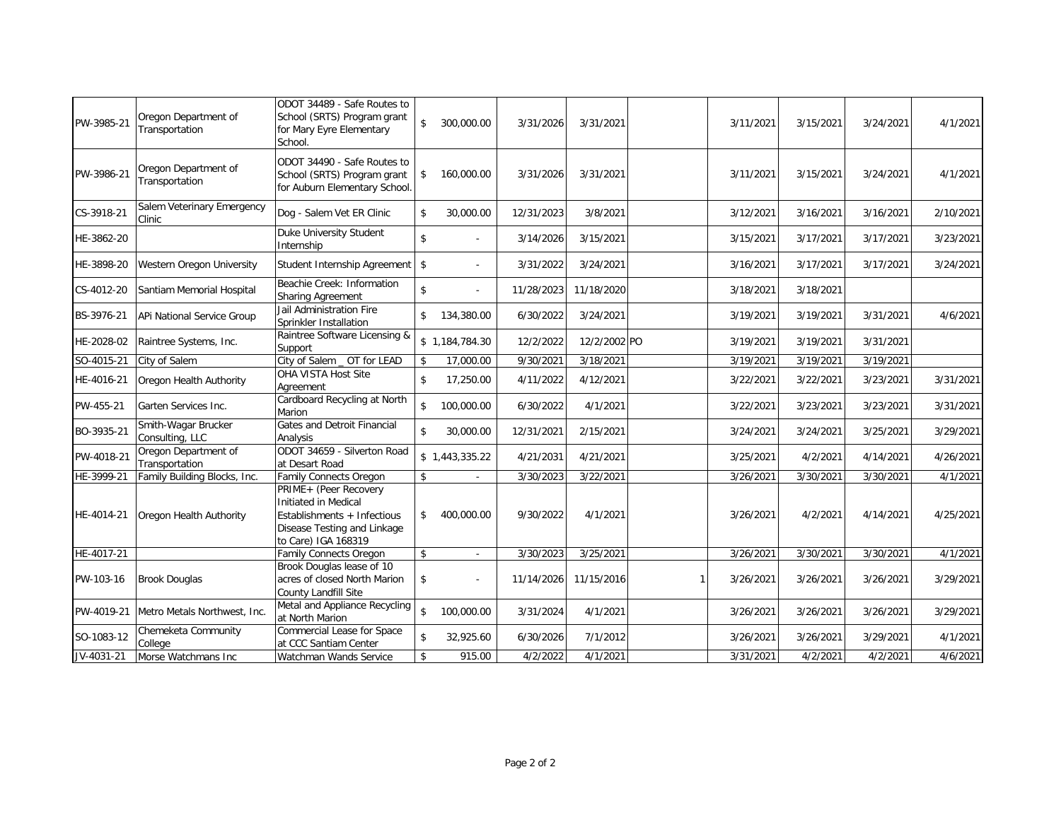| | | | | | | | | | | | |
|---|---|---|---|---|---|---|---|---|---|---|---|
| PW-3985-21 | Oregon Department of Transportation | ODOT 34489 - Safe Routes to School (SRTS) Program grant for Mary Eyre Elementary School. | $ 300,000.00 | 3/31/2026 | 3/31/2021 | | | 3/11/2021 | 3/15/2021 | 3/24/2021 | 4/1/2021 |
| PW-3986-21 | Oregon Department of Transportation | ODOT 34490 - Safe Routes to School (SRTS) Program grant for Auburn Elementary School. | $ 160,000.00 | 3/31/2026 | 3/31/2021 | | | 3/11/2021 | 3/15/2021 | 3/24/2021 | 4/1/2021 |
| CS-3918-21 | Salem Veterinary Emergency Clinic | Dog - Salem Vet ER Clinic | $ 30,000.00 | 12/31/2023 | 3/8/2021 | | | 3/12/2021 | 3/16/2021 | 3/16/2021 | 2/10/2021 |
| HE-3862-20 | | Duke University Student Internship | $ - | 3/14/2026 | 3/15/2021 | | | 3/15/2021 | 3/17/2021 | 3/17/2021 | 3/23/2021 |
| HE-3898-20 | Western Oregon University | Student Internship Agreement | $ - | 3/31/2022 | 3/24/2021 | | | 3/16/2021 | 3/17/2021 | 3/17/2021 | 3/24/2021 |
| CS-4012-20 | Santiam Memorial Hospital | Beachie Creek: Information Sharing Agreement | $ - | 11/28/2023 | 11/18/2020 | | | 3/18/2021 | 3/18/2021 | | |
| BS-3976-21 | APi National Service Group | Jail Administration Fire Sprinkler Installation | $ 134,380.00 | 6/30/2022 | 3/24/2021 | | | 3/19/2021 | 3/19/2021 | 3/31/2021 | 4/6/2021 |
| HE-2028-02 | Raintree Systems, Inc. | Raintree Software Licensing & Support | $ 1,184,784.30 | 12/2/2022 | 12/2/2002 | PO | | 3/19/2021 | 3/19/2021 | 3/31/2021 | |
| SO-4015-21 | City of Salem | City of Salem _ OT for LEAD | $ 17,000.00 | 9/30/2021 | 3/18/2021 | | | 3/19/2021 | 3/19/2021 | 3/19/2021 | |
| HE-4016-21 | Oregon Health Authority | OHA VISTA Host Site Agreement | $ 17,250.00 | 4/11/2022 | 4/12/2021 | | | 3/22/2021 | 3/22/2021 | 3/23/2021 | 3/31/2021 |
| PW-455-21 | Garten Services Inc. | Cardboard Recycling at North Marion | $ 100,000.00 | 6/30/2022 | 4/1/2021 | | | 3/22/2021 | 3/23/2021 | 3/23/2021 | 3/31/2021 |
| BO-3935-21 | Smith-Wagar Brucker Consulting, LLC | Gates and Detroit Financial Analysis | $ 30,000.00 | 12/31/2021 | 2/15/2021 | | | 3/24/2021 | 3/24/2021 | 3/25/2021 | 3/29/2021 |
| PW-4018-21 | Oregon Department of Transportation | ODOT 34659 - Silverton Road at Desart Road | $ 1,443,335.22 | 4/21/2031 | 4/21/2021 | | | 3/25/2021 | 4/2/2021 | 4/14/2021 | 4/26/2021 |
| HE-3999-21 | Family Building Blocks, Inc. | Family Connects Oregon | $ - | 3/30/2023 | 3/22/2021 | | | 3/26/2021 | 3/30/2021 | 3/30/2021 | 4/1/2021 |
| HE-4014-21 | Oregon Health Authority | PRIME+ (Peer Recovery Initiated in Medical Establishments + Infectious Disease Testing and Linkage to Care) IGA 168319 | $ 400,000.00 | 9/30/2022 | 4/1/2021 | | | 3/26/2021 | 4/2/2021 | 4/14/2021 | 4/25/2021 |
| HE-4017-21 | | Family Connects Oregon | $ - | 3/30/2023 | 3/25/2021 | | | 3/26/2021 | 3/30/2021 | 3/30/2021 | 4/1/2021 |
| PW-103-16 | Brook Douglas | Brook Douglas lease of 10 acres of closed North Marion County Landfill Site | $ - | 11/14/2026 | 11/15/2016 | | 1 | 3/26/2021 | 3/26/2021 | 3/26/2021 | 3/29/2021 |
| PW-4019-21 | Metro Metals Northwest, Inc. | Metal and Appliance Recycling at North Marion | $ 100,000.00 | 3/31/2024 | 4/1/2021 | | | 3/26/2021 | 3/26/2021 | 3/26/2021 | 3/29/2021 |
| SO-1083-12 | Chemeketa Community College | Commercial Lease for Space at CCC Santiam Center | $ 32,925.60 | 6/30/2026 | 7/1/2012 | | | 3/26/2021 | 3/26/2021 | 3/29/2021 | 4/1/2021 |
| JV-4031-21 | Morse Watchmans Inc | Watchman Wands Service | $ 915.00 | 4/2/2022 | 4/1/2021 | | | 3/31/2021 | 4/2/2021 | 4/2/2021 | 4/6/2021 |